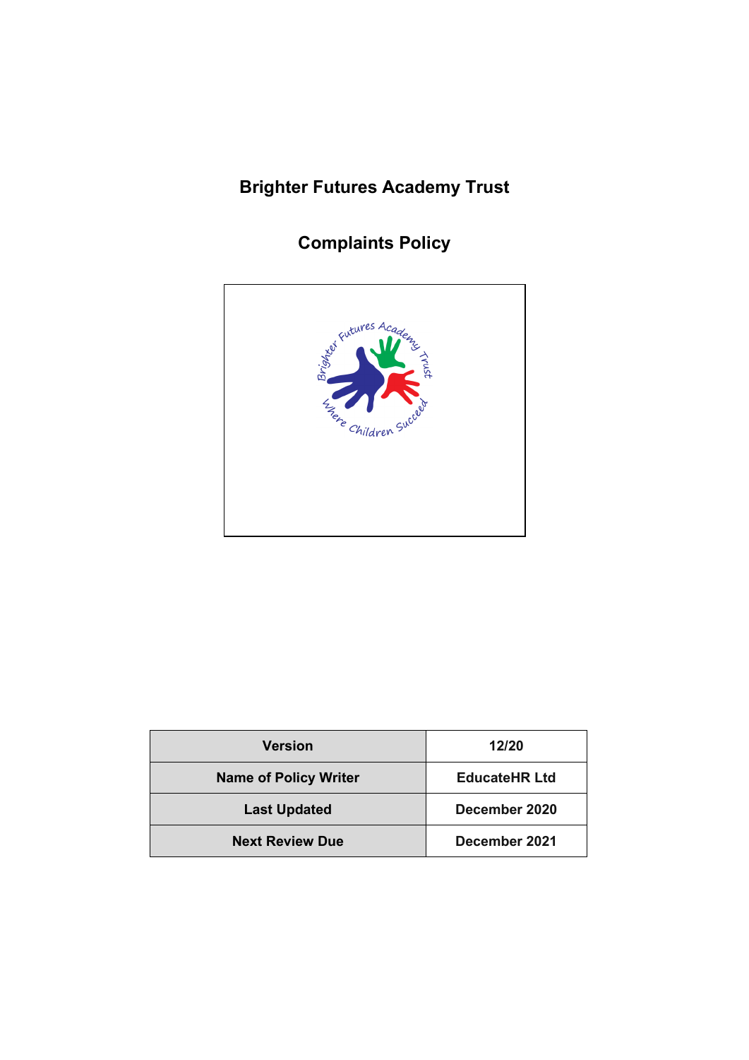# Brighter Futures Academy Trust

## Complaints Policy

| Version | 12/20 |
| --- | --- |
| Name of Policy Writer | EducateHR Ltd |
| Last Updated | December 2020 |
| Next Review Due | December 2021 |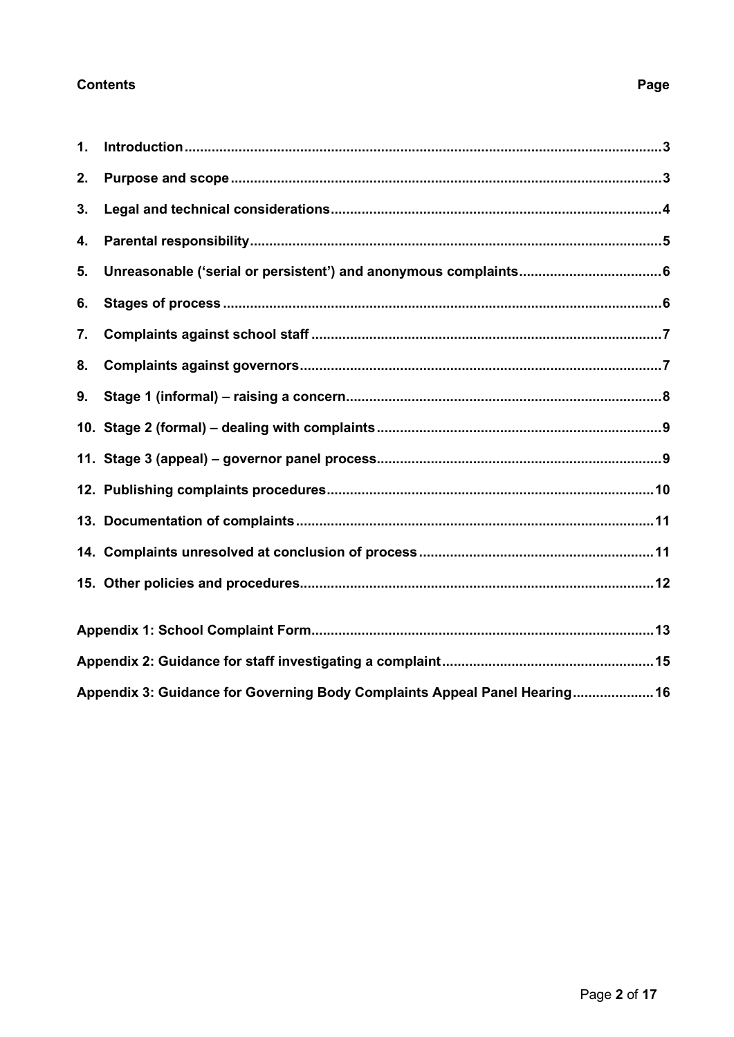**Contents** **Page**

| | | |
|---|---|---|
| 1. | **Introduction** | **3** |
| 2. | **Purpose and scope** | **3** |
| 3. | **Legal and technical considerations** | **4** |
| 4. | **Parental responsibility** | **5** |
| 5. | **Unreasonable ('serial or persistent') and anonymous complaints** | **6** |
| 6. | **Stages of process** | **6** |
| 7. | **Complaints against school staff** | **7** |
| 8. | **Complaints against governors** | **7** |
| 9. | **Stage 1 (informal) – raising a concern** | **8** |
| 10. | **Stage 2 (formal) – dealing with complaints** | **9** |
| 11. | **Stage 3 (appeal) – governor panel process** | **9** |
| 12. | **Publishing complaints procedures** | **10** |
| 13. | **Documentation of complaints** | **11** |
| 14. | **Complaints unresolved at conclusion of process** | **11** |
| 15. | **Other policies and procedures** | **12** |
| | **Appendix 1: School Complaint Form** | **13** |
| | **Appendix 2: Guidance for staff investigating a complaint** | **15** |
| | **Appendix 3: Guidance for Governing Body Complaints Appeal Panel Hearing** | **16** |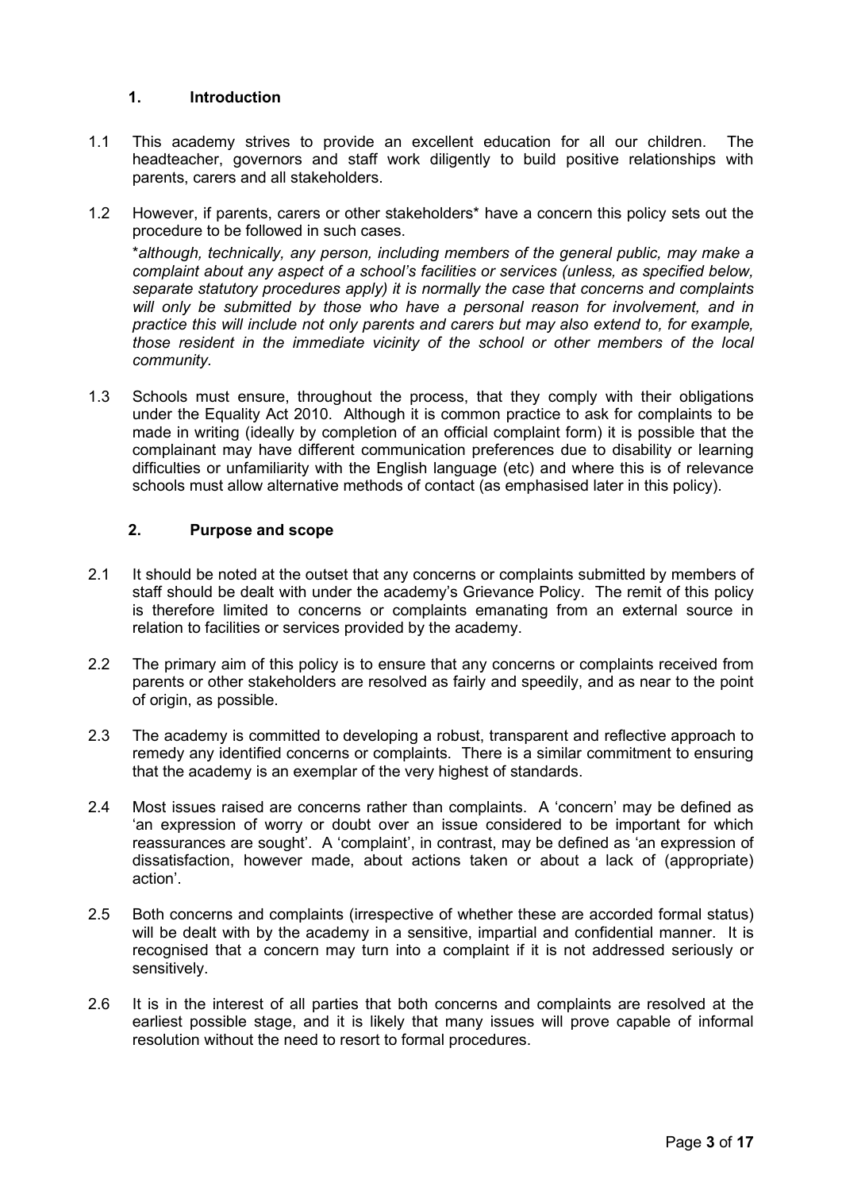## 1. Introduction

1.1 This academy strives to provide an excellent education for all our children. The headteacher, governors and staff work diligently to build positive relationships with parents, carers and all stakeholders.

1.2 However, if parents, carers or other stakeholders* have a concern this policy sets out the procedure to be followed in such cases.

*\*although, technically, any person, including members of the general public, may make a complaint about any aspect of a school's facilities or services (unless, as specified below, separate statutory procedures apply) it is normally the case that concerns and complaints will only be submitted by those who have a personal reason for involvement, and in practice this will include not only parents and carers but may also extend to, for example, those resident in the immediate vicinity of the school or other members of the local community.*

1.3 Schools must ensure, throughout the process, that they comply with their obligations under the Equality Act 2010. Although it is common practice to ask for complaints to be made in writing (ideally by completion of an official complaint form) it is possible that the complainant may have different communication preferences due to disability or learning difficulties or unfamiliarity with the English language (etc) and where this is of relevance schools must allow alternative methods of contact (as emphasised later in this policy).

## 2. Purpose and scope

2.1 It should be noted at the outset that any concerns or complaints submitted by members of staff should be dealt with under the academy's Grievance Policy. The remit of this policy is therefore limited to concerns or complaints emanating from an external source in relation to facilities or services provided by the academy.

2.2 The primary aim of this policy is to ensure that any concerns or complaints received from parents or other stakeholders are resolved as fairly and speedily, and as near to the point of origin, as possible.

2.3 The academy is committed to developing a robust, transparent and reflective approach to remedy any identified concerns or complaints. There is a similar commitment to ensuring that the academy is an exemplar of the very highest of standards.

2.4 Most issues raised are concerns rather than complaints. A 'concern' may be defined as 'an expression of worry or doubt over an issue considered to be important for which reassurances are sought'. A 'complaint', in contrast, may be defined as 'an expression of dissatisfaction, however made, about actions taken or about a lack of (appropriate) action'.

2.5 Both concerns and complaints (irrespective of whether these are accorded formal status) will be dealt with by the academy in a sensitive, impartial and confidential manner. It is recognised that a concern may turn into a complaint if it is not addressed seriously or sensitively.

2.6 It is in the interest of all parties that both concerns and complaints are resolved at the earliest possible stage, and it is likely that many issues will prove capable of informal resolution without the need to resort to formal procedures.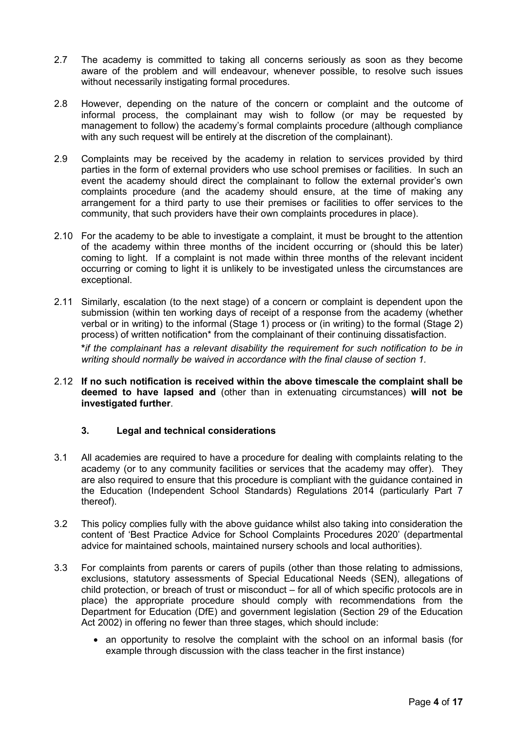2.7 The academy is committed to taking all concerns seriously as soon as they become aware of the problem and will endeavour, whenever possible, to resolve such issues without necessarily instigating formal procedures.

2.8 However, depending on the nature of the concern or complaint and the outcome of informal process, the complainant may wish to follow (or may be requested by management to follow) the academy's formal complaints procedure (although compliance with any such request will be entirely at the discretion of the complainant).

2.9 Complaints may be received by the academy in relation to services provided by third parties in the form of external providers who use school premises or facilities. In such an event the academy should direct the complainant to follow the external provider's own complaints procedure (and the academy should ensure, at the time of making any arrangement for a third party to use their premises or facilities to offer services to the community, that such providers have their own complaints procedures in place).

2.10 For the academy to be able to investigate a complaint, it must be brought to the attention of the academy within three months of the incident occurring or (should this be later) coming to light. If a complaint is not made within three months of the relevant incident occurring or coming to light it is unlikely to be investigated unless the circumstances are exceptional.

2.11 Similarly, escalation (to the next stage) of a concern or complaint is dependent upon the submission (within ten working days of receipt of a response from the academy (whether verbal or in writing) to the informal (Stage 1) process or (in writing) to the formal (Stage 2) process) of written notification* from the complainant of their continuing dissatisfaction.

***if the complainant has a relevant disability the requirement for such notification to be in writing should normally be waived in accordance with the final clause of section 1.***

2.12 **If no such notification is received within the above timescale the complaint shall be deemed to have lapsed and** (other than in extenuating circumstances) **will not be investigated further**.

### 3. Legal and technical considerations

3.1 All academies are required to have a procedure for dealing with complaints relating to the academy (or to any community facilities or services that the academy may offer). They are also required to ensure that this procedure is compliant with the guidance contained in the Education (Independent School Standards) Regulations 2014 (particularly Part 7 thereof).

3.2 This policy complies fully with the above guidance whilst also taking into consideration the content of 'Best Practice Advice for School Complaints Procedures 2020' (departmental advice for maintained schools, maintained nursery schools and local authorities).

3.3 For complaints from parents or carers of pupils (other than those relating to admissions, exclusions, statutory assessments of Special Educational Needs (SEN), allegations of child protection, or breach of trust or misconduct – for all of which specific protocols are in place) the appropriate procedure should comply with recommendations from the Department for Education (DfE) and government legislation (Section 29 of the Education Act 2002) in offering no fewer than three stages, which should include:

- an opportunity to resolve the complaint with the school on an informal basis (for example through discussion with the class teacher in the first instance)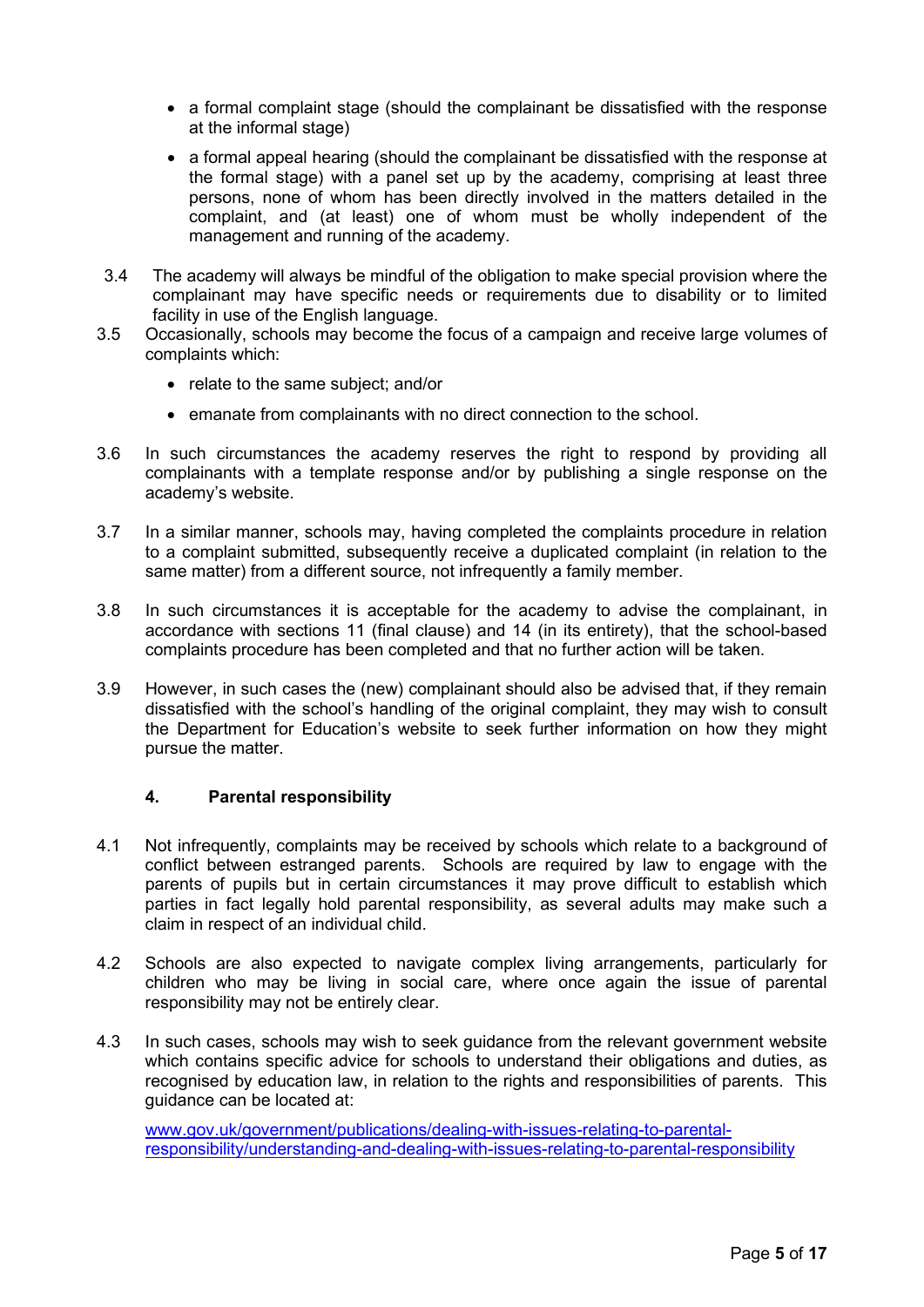- a formal complaint stage (should the complainant be dissatisfied with the response at the informal stage)
- a formal appeal hearing (should the complainant be dissatisfied with the response at the formal stage) with a panel set up by the academy, comprising at least three persons, none of whom has directly involved in the matters detailed in the complaint, and (at least) one of whom must be wholly independent of the management and running of the academy.

3.4 The academy will always be mindful of the obligation to make special provision where the complainant may have specific needs or requirements due to disability or to limited facility in use of the English language.

3.5 Occasionally, schools may become the focus of a campaign and receive large volumes of complaints which:

- relate to the same subject; and/or
- emanate from complainants with no direct connection to the school.

3.6 In such circumstances the academy reserves the right to respond by providing all complainants with a template response and/or by publishing a single response on the academy's website.

3.7 In a similar manner, schools may, having completed the complaints procedure in relation to a complaint submitted, subsequently receive a duplicated complaint (in relation to the same matter) from a different source, not infrequently a family member.

3.8 In such circumstances it is acceptable for the academy to advise the complainant, in accordance with sections 11 (final clause) and 14 (in its entirety), that the school-based complaints procedure has been completed and that no further action will be taken.

3.9 However, in such cases the (new) complainant should also be advised that, if they remain dissatisfied with the school's handling of the original complaint, they may wish to consult the Department for Education's website to seek further information on how they might pursue the matter.

## 4. Parental responsibility

4.1 Not infrequently, complaints may be received by schools which relate to a background of conflict between estranged parents. Schools are required by law to engage with the parents of pupils but in certain circumstances it may prove difficult to establish which parties in fact legally hold parental responsibility, as several adults may make such a claim in respect of an individual child.

4.2 Schools are also expected to navigate complex living arrangements, particularly for children who may be living in social care, where once again the issue of parental responsibility may not be entirely clear.

4.3 In such cases, schools may wish to seek guidance from the relevant government website which contains specific advice for schools to understand their obligations and duties, as recognised by education law, in relation to the rights and responsibilities of parents. This guidance can be located at:

[www.gov.uk/government/publications/dealing-with-issues-relating-to-parental-responsibility/understanding-and-dealing-with-issues-relating-to-parental-responsibility](https://www.gov.uk/government/publications/dealing-with-issues-relating-to-parental-responsibility/understanding-and-dealing-with-issues-relating-to-parental-responsibility)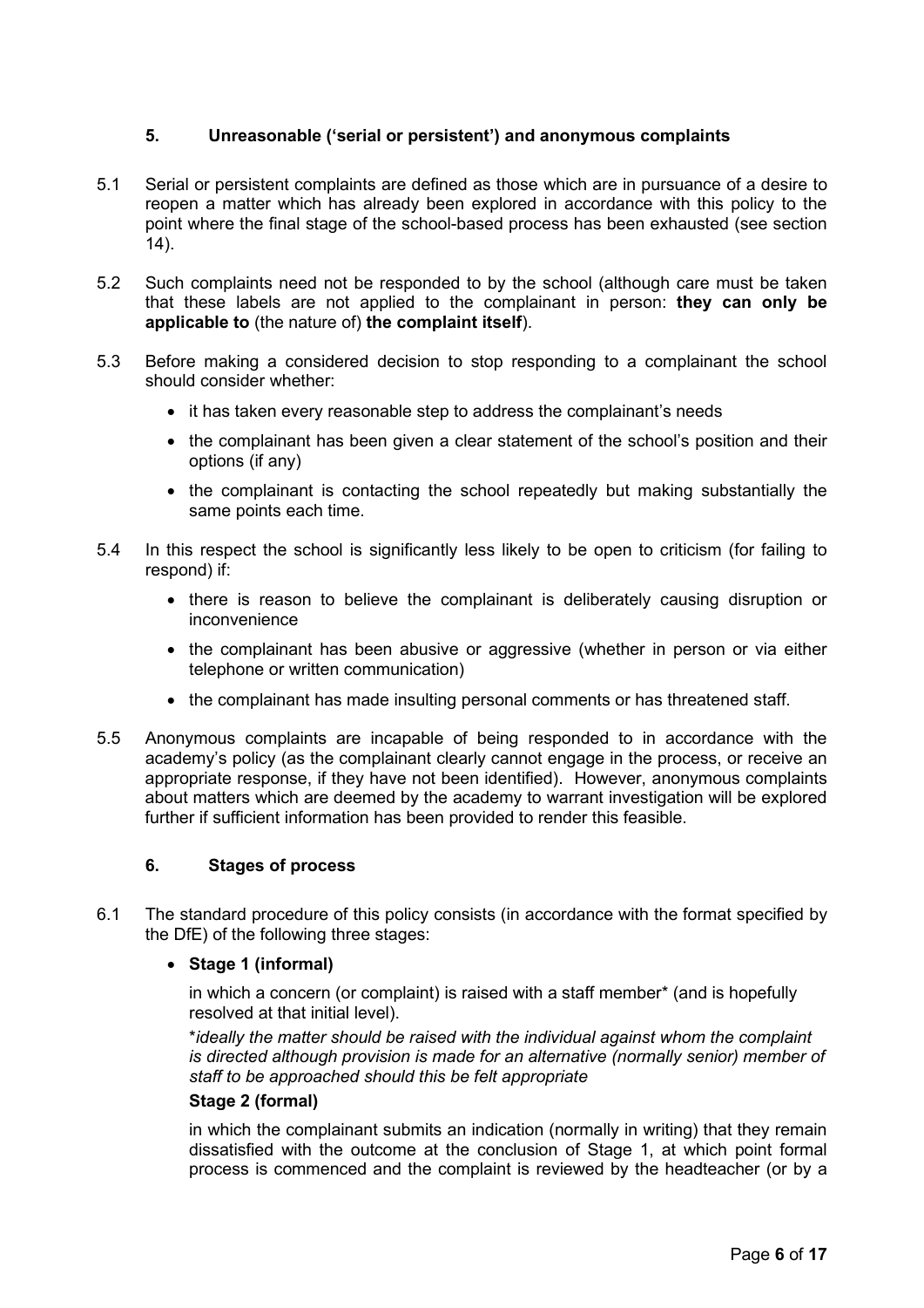## 5. Unreasonable ('serial or persistent') and anonymous complaints

5.1 Serial or persistent complaints are defined as those which are in pursuance of a desire to reopen a matter which has already been explored in accordance with this policy to the point where the final stage of the school-based process has been exhausted (see section 14).

5.2 Such complaints need not be responded to by the school (although care must be taken that these labels are not applied to the complainant in person: **they can only be applicable to** (the nature of) **the complaint itself**).

5.3 Before making a considered decision to stop responding to a complainant the school should consider whether:

- it has taken every reasonable step to address the complainant's needs
- the complainant has been given a clear statement of the school's position and their options (if any)
- the complainant is contacting the school repeatedly but making substantially the same points each time.

5.4 In this respect the school is significantly less likely to be open to criticism (for failing to respond) if:

- there is reason to believe the complainant is deliberately causing disruption or inconvenience
- the complainant has been abusive or aggressive (whether in person or via either telephone or written communication)
- the complainant has made insulting personal comments or has threatened staff.

5.5 Anonymous complaints are incapable of being responded to in accordance with the academy's policy (as the complainant clearly cannot engage in the process, or receive an appropriate response, if they have not been identified). However, anonymous complaints about matters which are deemed by the academy to warrant investigation will be explored further if sufficient information has been provided to render this feasible.

## 6. Stages of process

6.1 The standard procedure of this policy consists (in accordance with the format specified by the DfE) of the following three stages:

- **Stage 1 (informal)**

  in which a concern (or complaint) is raised with a staff member* (and is hopefully resolved at that initial level).

  **ideally the matter should be raised with the individual against whom the complaint is directed although provision is made for an alternative (normally senior) member of staff to be approached should this be felt appropriate*

  **Stage 2 (formal)**

  in which the complainant submits an indication (normally in writing) that they remain dissatisfied with the outcome at the conclusion of Stage 1, at which point formal process is commenced and the complaint is reviewed by the headteacher (or by a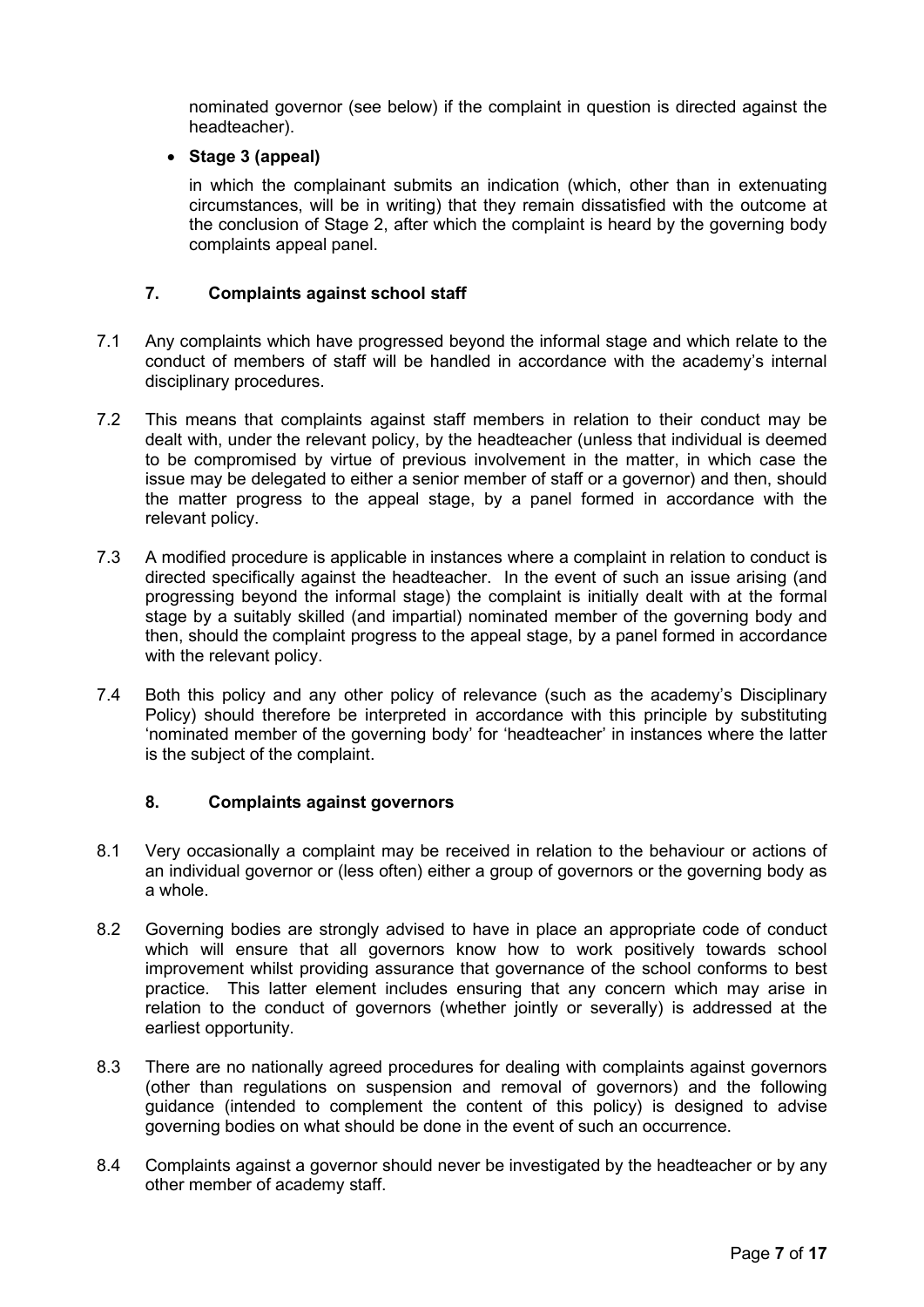nominated governor (see below) if the complaint in question is directed against the headteacher).

- **Stage 3 (appeal)**

  in which the complainant submits an indication (which, other than in extenuating circumstances, will be in writing) that they remain dissatisfied with the outcome at the conclusion of Stage 2, after which the complaint is heard by the governing body complaints appeal panel.

## 7. Complaints against school staff

7.1 Any complaints which have progressed beyond the informal stage and which relate to the conduct of members of staff will be handled in accordance with the academy's internal disciplinary procedures.

7.2 This means that complaints against staff members in relation to their conduct may be dealt with, under the relevant policy, by the headteacher (unless that individual is deemed to be compromised by virtue of previous involvement in the matter, in which case the issue may be delegated to either a senior member of staff or a governor) and then, should the matter progress to the appeal stage, by a panel formed in accordance with the relevant policy.

7.3 A modified procedure is applicable in instances where a complaint in relation to conduct is directed specifically against the headteacher. In the event of such an issue arising (and progressing beyond the informal stage) the complaint is initially dealt with at the formal stage by a suitably skilled (and impartial) nominated member of the governing body and then, should the complaint progress to the appeal stage, by a panel formed in accordance with the relevant policy.

7.4 Both this policy and any other policy of relevance (such as the academy's Disciplinary Policy) should therefore be interpreted in accordance with this principle by substituting 'nominated member of the governing body' for 'headteacher' in instances where the latter is the subject of the complaint.

## 8. Complaints against governors

8.1 Very occasionally a complaint may be received in relation to the behaviour or actions of an individual governor or (less often) either a group of governors or the governing body as a whole.

8.2 Governing bodies are strongly advised to have in place an appropriate code of conduct which will ensure that all governors know how to work positively towards school improvement whilst providing assurance that governance of the school conforms to best practice. This latter element includes ensuring that any concern which may arise in relation to the conduct of governors (whether jointly or severally) is addressed at the earliest opportunity.

8.3 There are no nationally agreed procedures for dealing with complaints against governors (other than regulations on suspension and removal of governors) and the following guidance (intended to complement the content of this policy) is designed to advise governing bodies on what should be done in the event of such an occurrence.

8.4 Complaints against a governor should never be investigated by the headteacher or by any other member of academy staff.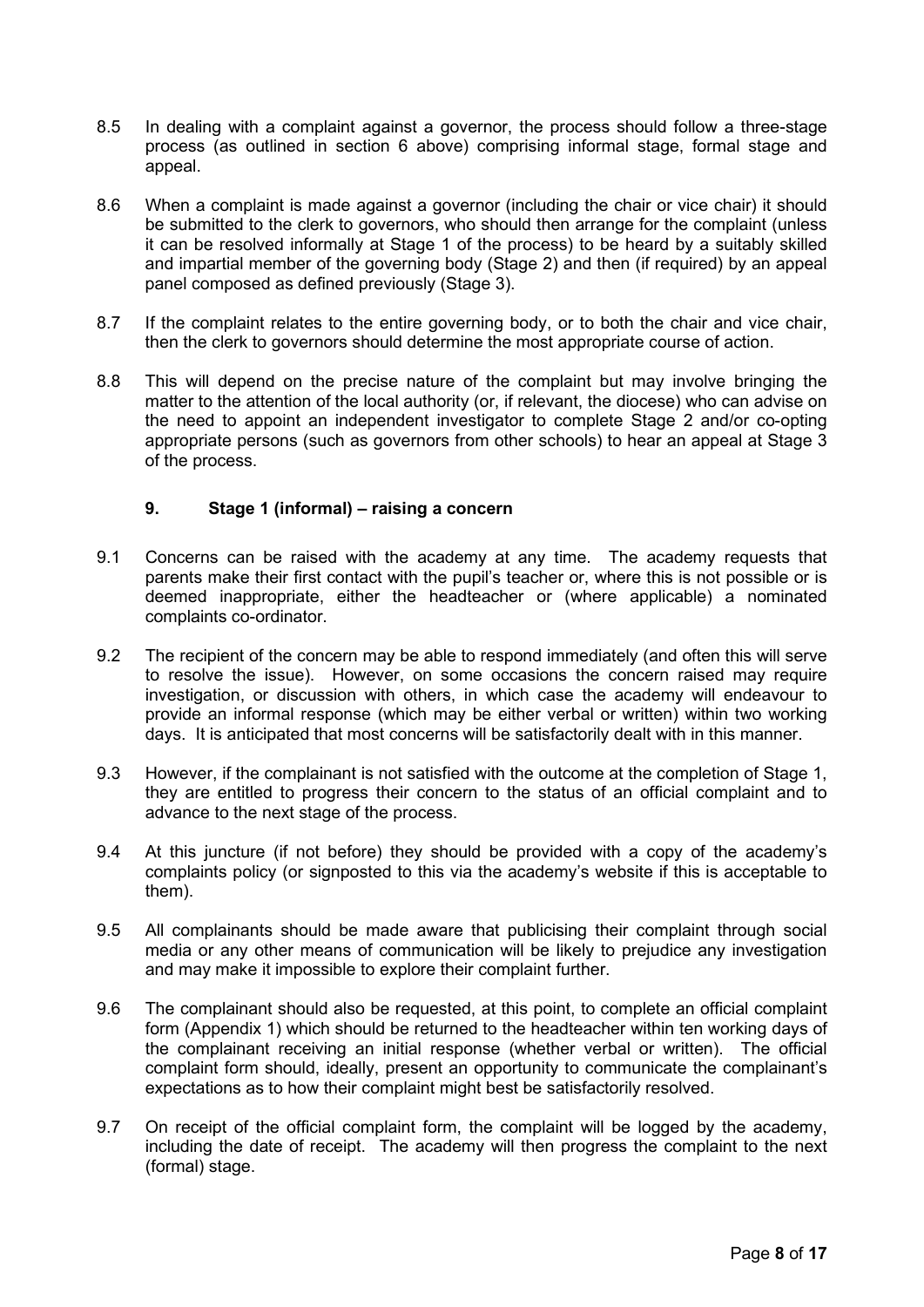8.5 In dealing with a complaint against a governor, the process should follow a three-stage process (as outlined in section 6 above) comprising informal stage, formal stage and appeal.

8.6 When a complaint is made against a governor (including the chair or vice chair) it should be submitted to the clerk to governors, who should then arrange for the complaint (unless it can be resolved informally at Stage 1 of the process) to be heard by a suitably skilled and impartial member of the governing body (Stage 2) and then (if required) by an appeal panel composed as defined previously (Stage 3).

8.7 If the complaint relates to the entire governing body, or to both the chair and vice chair, then the clerk to governors should determine the most appropriate course of action.

8.8 This will depend on the precise nature of the complaint but may involve bringing the matter to the attention of the local authority (or, if relevant, the diocese) who can advise on the need to appoint an independent investigator to complete Stage 2 and/or co-opting appropriate persons (such as governors from other schools) to hear an appeal at Stage 3 of the process.

## 9. Stage 1 (informal) – raising a concern

9.1 Concerns can be raised with the academy at any time. The academy requests that parents make their first contact with the pupil's teacher or, where this is not possible or is deemed inappropriate, either the headteacher or (where applicable) a nominated complaints co-ordinator.

9.2 The recipient of the concern may be able to respond immediately (and often this will serve to resolve the issue). However, on some occasions the concern raised may require investigation, or discussion with others, in which case the academy will endeavour to provide an informal response (which may be either verbal or written) within two working days. It is anticipated that most concerns will be satisfactorily dealt with in this manner.

9.3 However, if the complainant is not satisfied with the outcome at the completion of Stage 1, they are entitled to progress their concern to the status of an official complaint and to advance to the next stage of the process.

9.4 At this juncture (if not before) they should be provided with a copy of the academy's complaints policy (or signposted to this via the academy's website if this is acceptable to them).

9.5 All complainants should be made aware that publicising their complaint through social media or any other means of communication will be likely to prejudice any investigation and may make it impossible to explore their complaint further.

9.6 The complainant should also be requested, at this point, to complete an official complaint form (Appendix 1) which should be returned to the headteacher within ten working days of the complainant receiving an initial response (whether verbal or written). The official complaint form should, ideally, present an opportunity to communicate the complainant's expectations as to how their complaint might best be satisfactorily resolved.

9.7 On receipt of the official complaint form, the complaint will be logged by the academy, including the date of receipt. The academy will then progress the complaint to the next (formal) stage.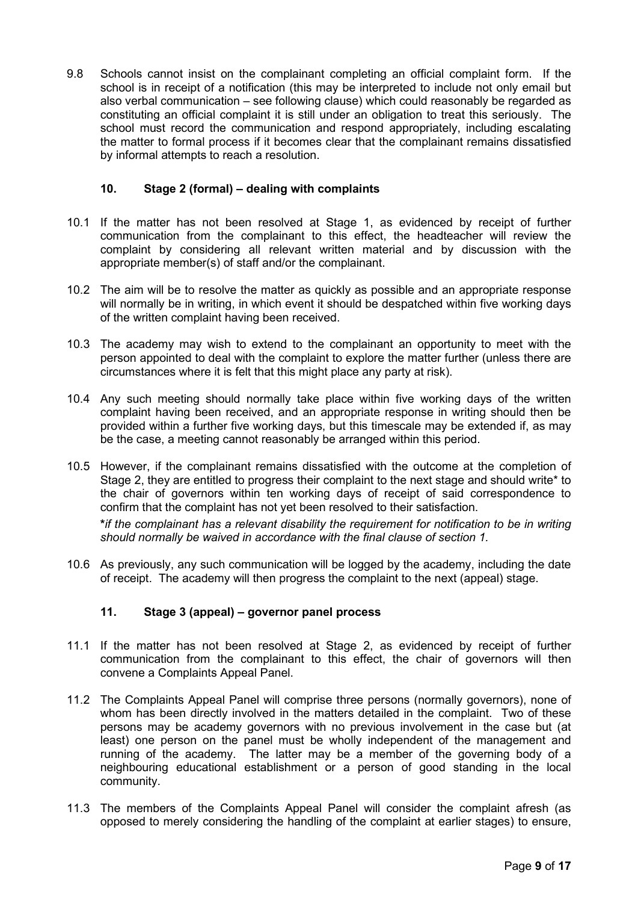9.8 Schools cannot insist on the complainant completing an official complaint form. If the school is in receipt of a notification (this may be interpreted to include not only email but also verbal communication – see following clause) which could reasonably be regarded as constituting an official complaint it is still under an obligation to treat this seriously. The school must record the communication and respond appropriately, including escalating the matter to formal process if it becomes clear that the complainant remains dissatisfied by informal attempts to reach a resolution.

### 10. Stage 2 (formal) – dealing with complaints

10.1 If the matter has not been resolved at Stage 1, as evidenced by receipt of further communication from the complainant to this effect, the headteacher will review the complaint by considering all relevant written material and by discussion with the appropriate member(s) of staff and/or the complainant.

10.2 The aim will be to resolve the matter as quickly as possible and an appropriate response will normally be in writing, in which event it should be despatched within five working days of the written complaint having been received.

10.3 The academy may wish to extend to the complainant an opportunity to meet with the person appointed to deal with the complaint to explore the matter further (unless there are circumstances where it is felt that this might place any party at risk).

10.4 Any such meeting should normally take place within five working days of the written complaint having been received, and an appropriate response in writing should then be provided within a further five working days, but this timescale may be extended if, as may be the case, a meeting cannot reasonably be arranged within this period.

10.5 However, if the complainant remains dissatisfied with the outcome at the completion of Stage 2, they are entitled to progress their complaint to the next stage and should write* to the chair of governors within ten working days of receipt of said correspondence to confirm that the complaint has not yet been resolved to their satisfaction.

***if the complainant has a relevant disability the requirement for notification to be in writing should normally be waived in accordance with the final clause of section 1.***

10.6 As previously, any such communication will be logged by the academy, including the date of receipt. The academy will then progress the complaint to the next (appeal) stage.

### 11. Stage 3 (appeal) – governor panel process

11.1 If the matter has not been resolved at Stage 2, as evidenced by receipt of further communication from the complainant to this effect, the chair of governors will then convene a Complaints Appeal Panel.

11.2 The Complaints Appeal Panel will comprise three persons (normally governors), none of whom has been directly involved in the matters detailed in the complaint. Two of these persons may be academy governors with no previous involvement in the case but (at least) one person on the panel must be wholly independent of the management and running of the academy. The latter may be a member of the governing body of a neighbouring educational establishment or a person of good standing in the local community.

11.3 The members of the Complaints Appeal Panel will consider the complaint afresh (as opposed to merely considering the handling of the complaint at earlier stages) to ensure,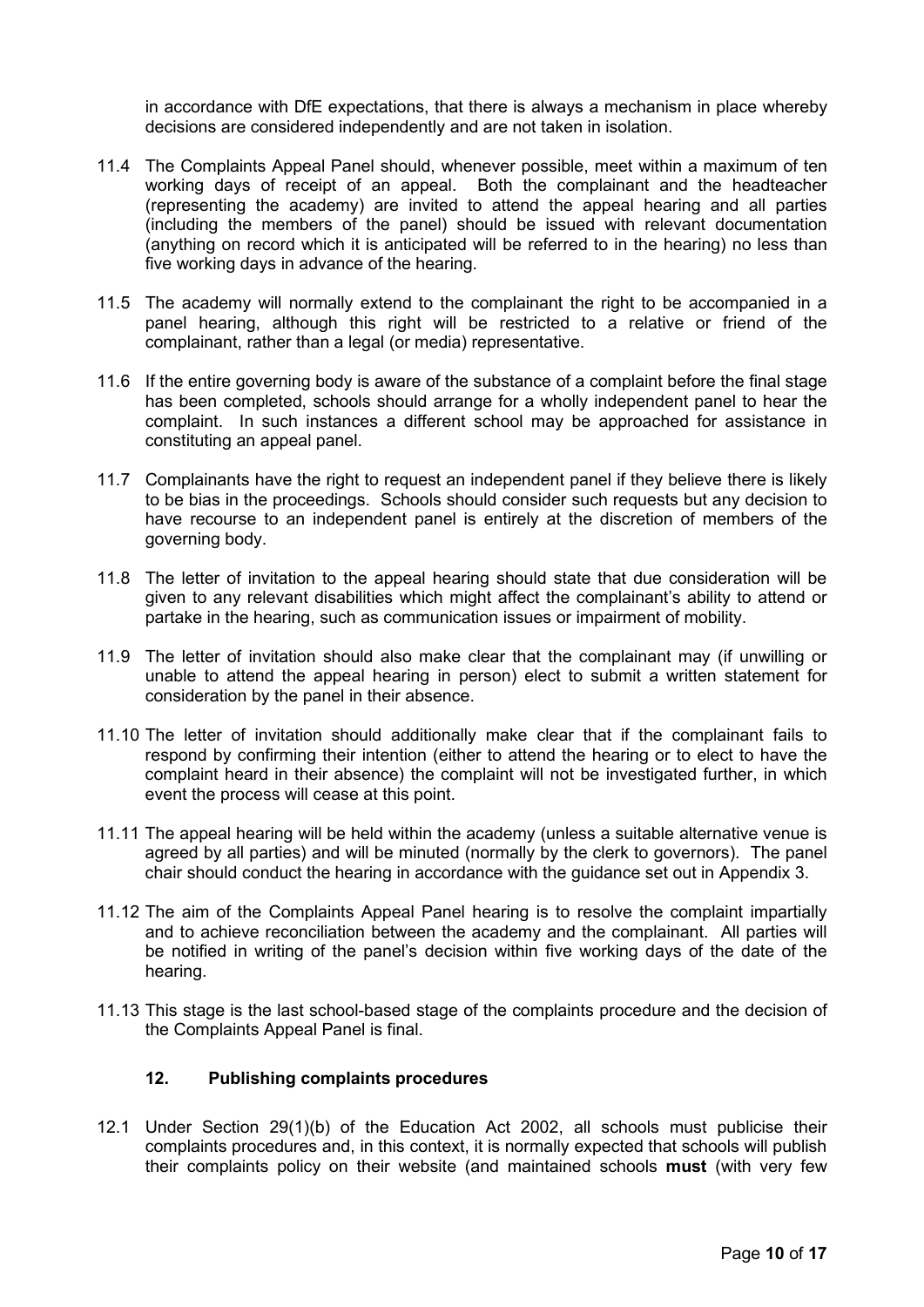in accordance with DfE expectations, that there is always a mechanism in place whereby decisions are considered independently and are not taken in isolation.

11.4 The Complaints Appeal Panel should, whenever possible, meet within a maximum of ten working days of receipt of an appeal. Both the complainant and the headteacher (representing the academy) are invited to attend the appeal hearing and all parties (including the members of the panel) should be issued with relevant documentation (anything on record which it is anticipated will be referred to in the hearing) no less than five working days in advance of the hearing.

11.5 The academy will normally extend to the complainant the right to be accompanied in a panel hearing, although this right will be restricted to a relative or friend of the complainant, rather than a legal (or media) representative.

11.6 If the entire governing body is aware of the substance of a complaint before the final stage has been completed, schools should arrange for a wholly independent panel to hear the complaint. In such instances a different school may be approached for assistance in constituting an appeal panel.

11.7 Complainants have the right to request an independent panel if they believe there is likely to be bias in the proceedings. Schools should consider such requests but any decision to have recourse to an independent panel is entirely at the discretion of members of the governing body.

11.8 The letter of invitation to the appeal hearing should state that due consideration will be given to any relevant disabilities which might affect the complainant's ability to attend or partake in the hearing, such as communication issues or impairment of mobility.

11.9 The letter of invitation should also make clear that the complainant may (if unwilling or unable to attend the appeal hearing in person) elect to submit a written statement for consideration by the panel in their absence.

11.10 The letter of invitation should additionally make clear that if the complainant fails to respond by confirming their intention (either to attend the hearing or to elect to have the complaint heard in their absence) the complaint will not be investigated further, in which event the process will cease at this point.

11.11 The appeal hearing will be held within the academy (unless a suitable alternative venue is agreed by all parties) and will be minuted (normally by the clerk to governors). The panel chair should conduct the hearing in accordance with the guidance set out in Appendix 3.

11.12 The aim of the Complaints Appeal Panel hearing is to resolve the complaint impartially and to achieve reconciliation between the academy and the complainant. All parties will be notified in writing of the panel's decision within five working days of the date of the hearing.

11.13 This stage is the last school-based stage of the complaints procedure and the decision of the Complaints Appeal Panel is final.

## 12. Publishing complaints procedures

12.1 Under Section 29(1)(b) of the Education Act 2002, all schools must publicise their complaints procedures and, in this context, it is normally expected that schools will publish their complaints policy on their website (and maintained schools **must** (with very few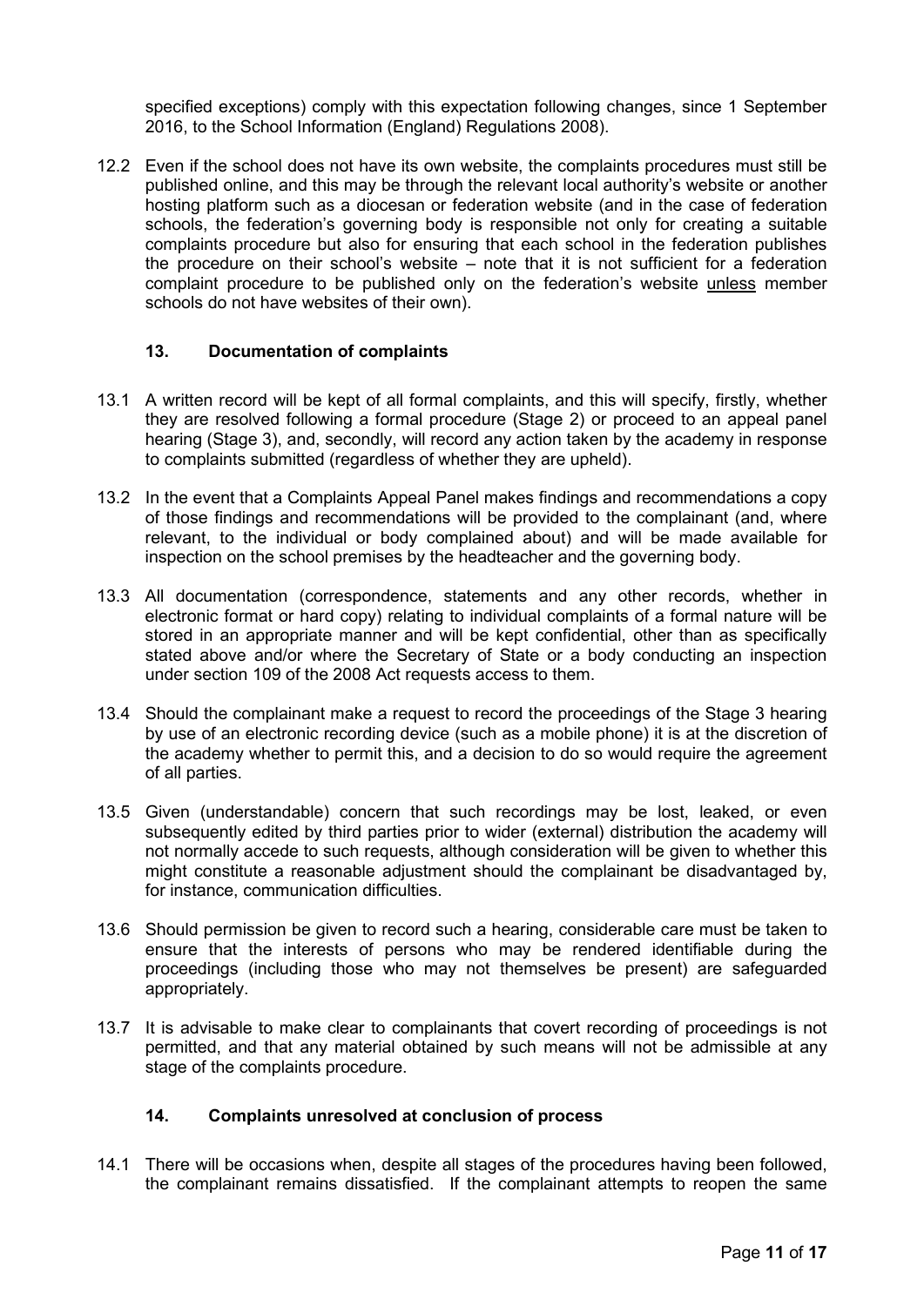specified exceptions) comply with this expectation following changes, since 1 September 2016, to the School Information (England) Regulations 2008).

12.2 Even if the school does not have its own website, the complaints procedures must still be published online, and this may be through the relevant local authority's website or another hosting platform such as a diocesan or federation website (and in the case of federation schools, the federation's governing body is responsible not only for creating a suitable complaints procedure but also for ensuring that each school in the federation publishes the procedure on their school's website – note that it is not sufficient for a federation complaint procedure to be published only on the federation's website unless member schools do not have websites of their own).

## 13. Documentation of complaints

13.1 A written record will be kept of all formal complaints, and this will specify, firstly, whether they are resolved following a formal procedure (Stage 2) or proceed to an appeal panel hearing (Stage 3), and, secondly, will record any action taken by the academy in response to complaints submitted (regardless of whether they are upheld).

13.2 In the event that a Complaints Appeal Panel makes findings and recommendations a copy of those findings and recommendations will be provided to the complainant (and, where relevant, to the individual or body complained about) and will be made available for inspection on the school premises by the headteacher and the governing body.

13.3 All documentation (correspondence, statements and any other records, whether in electronic format or hard copy) relating to individual complaints of a formal nature will be stored in an appropriate manner and will be kept confidential, other than as specifically stated above and/or where the Secretary of State or a body conducting an inspection under section 109 of the 2008 Act requests access to them.

13.4 Should the complainant make a request to record the proceedings of the Stage 3 hearing by use of an electronic recording device (such as a mobile phone) it is at the discretion of the academy whether to permit this, and a decision to do so would require the agreement of all parties.

13.5 Given (understandable) concern that such recordings may be lost, leaked, or even subsequently edited by third parties prior to wider (external) distribution the academy will not normally accede to such requests, although consideration will be given to whether this might constitute a reasonable adjustment should the complainant be disadvantaged by, for instance, communication difficulties.

13.6 Should permission be given to record such a hearing, considerable care must be taken to ensure that the interests of persons who may be rendered identifiable during the proceedings (including those who may not themselves be present) are safeguarded appropriately.

13.7 It is advisable to make clear to complainants that covert recording of proceedings is not permitted, and that any material obtained by such means will not be admissible at any stage of the complaints procedure.

## 14. Complaints unresolved at conclusion of process

14.1 There will be occasions when, despite all stages of the procedures having been followed, the complainant remains dissatisfied. If the complainant attempts to reopen the same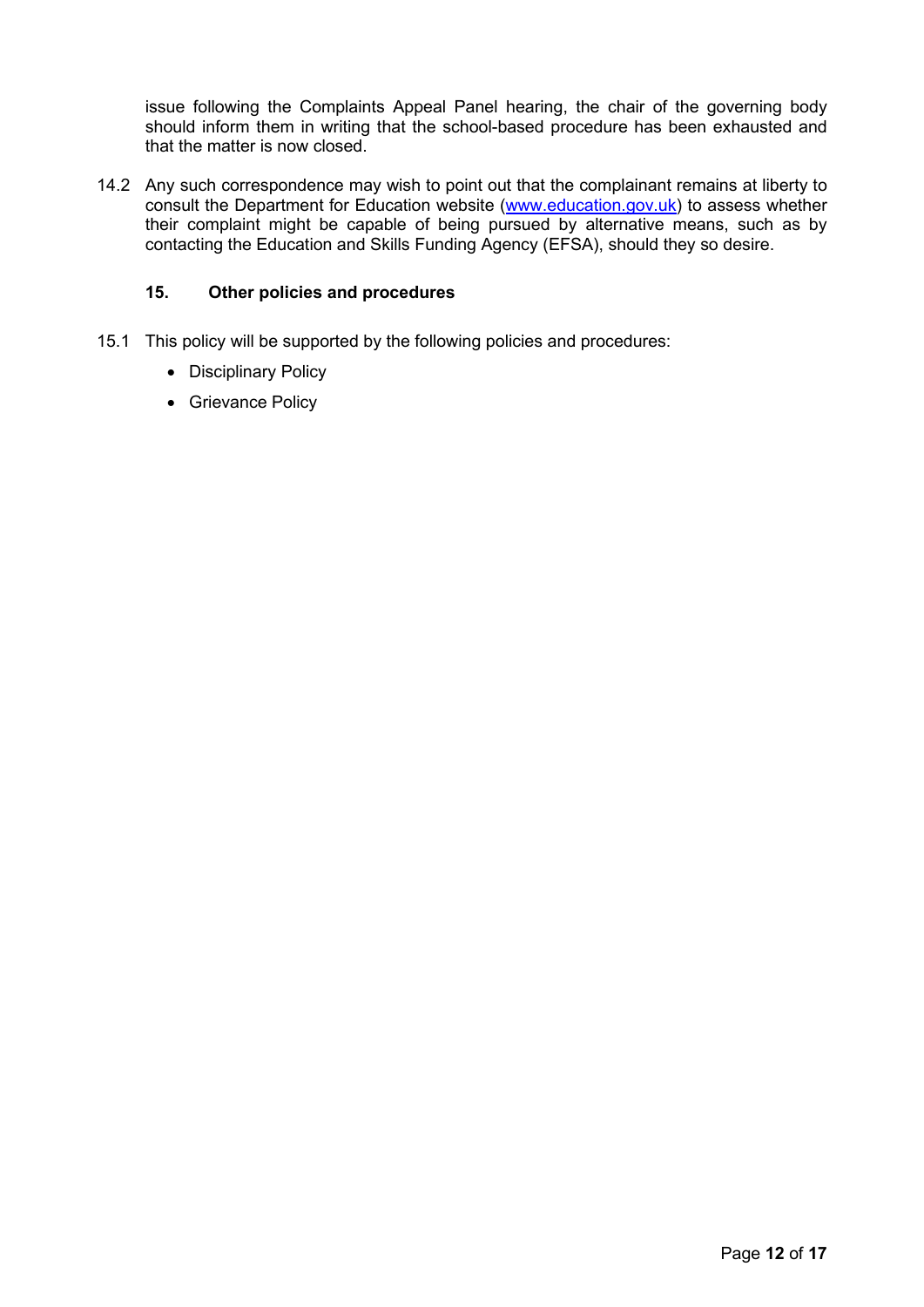issue following the Complaints Appeal Panel hearing, the chair of the governing body should inform them in writing that the school-based procedure has been exhausted and that the matter is now closed.

14.2 Any such correspondence may wish to point out that the complainant remains at liberty to consult the Department for Education website (www.education.gov.uk) to assess whether their complaint might be capable of being pursued by alternative means, such as by contacting the Education and Skills Funding Agency (EFSA), should they so desire.

## 15. Other policies and procedures

15.1 This policy will be supported by the following policies and procedures:

- Disciplinary Policy
- Grievance Policy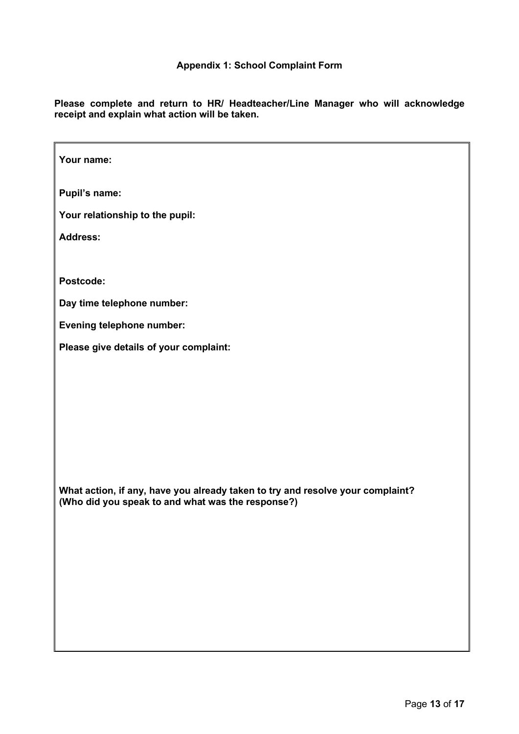## Appendix 1: School Complaint Form

**Please complete and return to HR/ Headteacher/Line Manager who will acknowledge receipt and explain what action will be taken.**

**Your name:**

**Pupil's name:**

**Your relationship to the pupil:**

**Address:**

**Postcode:**

**Day time telephone number:**

**Evening telephone number:**

**Please give details of your complaint:**

**What action, if any, have you already taken to try and resolve your complaint? (Who did you speak to and what was the response?)**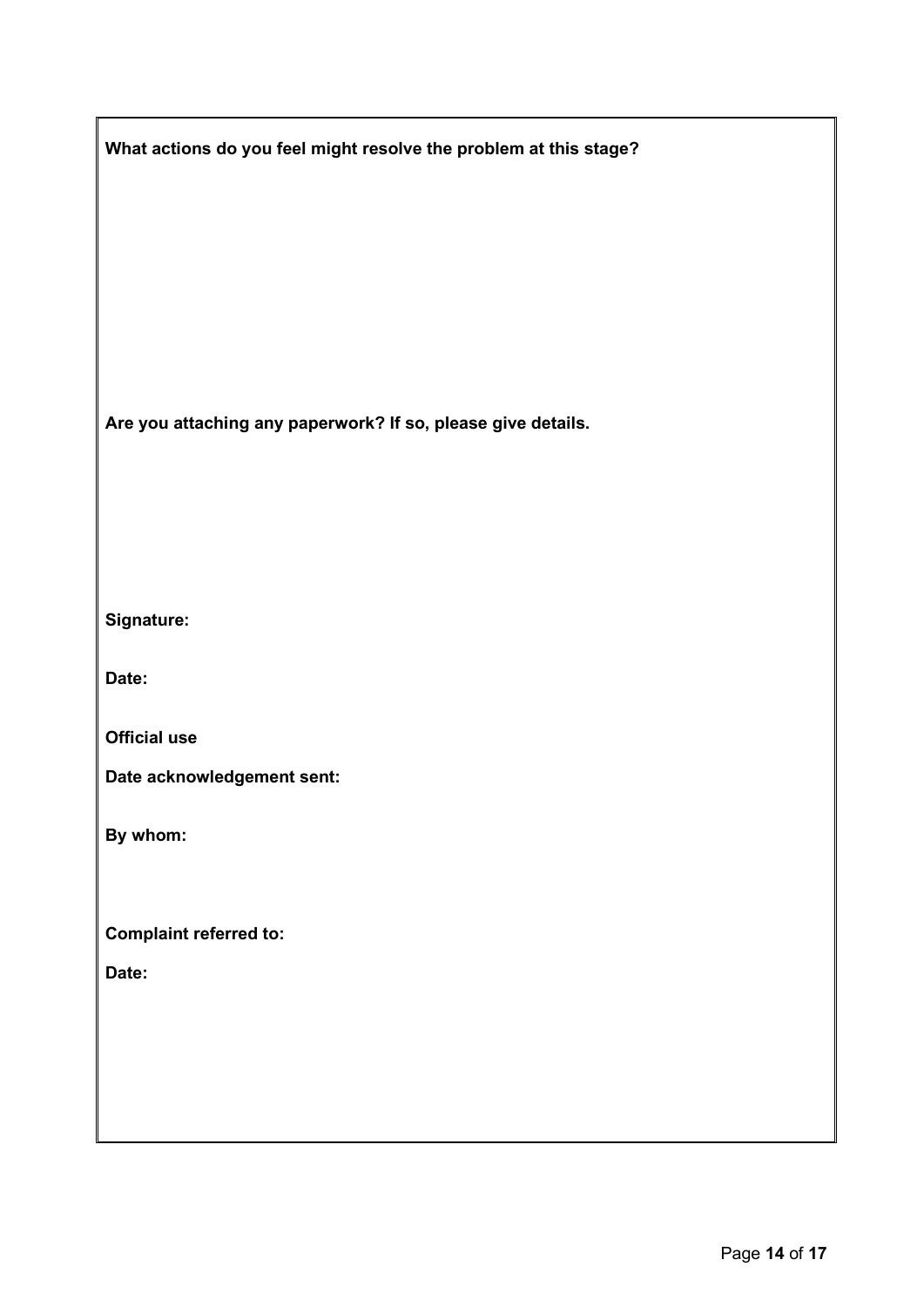**What actions do you feel might resolve the problem at this stage?**

**Are you attaching any paperwork? If so, please give details.**

**Signature:**

**Date:**

**Official use**

**Date acknowledgement sent:**

**By whom:**

**Complaint referred to:**

**Date:**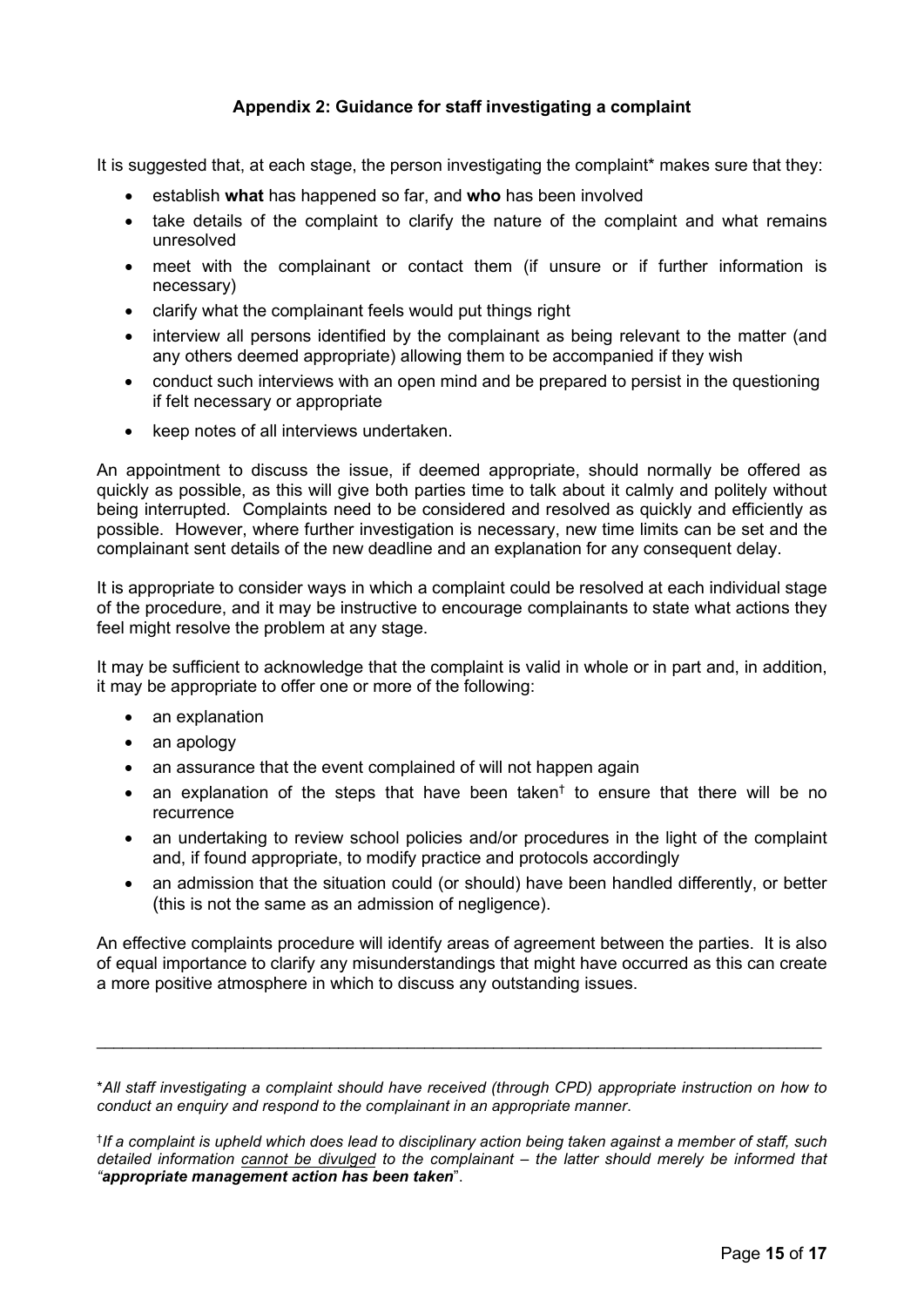## Appendix 2: Guidance for staff investigating a complaint

It is suggested that, at each stage, the person investigating the complaint* makes sure that they:

- establish **what** has happened so far, and **who** has been involved
- take details of the complaint to clarify the nature of the complaint and what remains unresolved
- meet with the complainant or contact them (if unsure or if further information is necessary)
- clarify what the complainant feels would put things right
- interview all persons identified by the complainant as being relevant to the matter (and any others deemed appropriate) allowing them to be accompanied if they wish
- conduct such interviews with an open mind and be prepared to persist in the questioning if felt necessary or appropriate
- keep notes of all interviews undertaken.

An appointment to discuss the issue, if deemed appropriate, should normally be offered as quickly as possible, as this will give both parties time to talk about it calmly and politely without being interrupted. Complaints need to be considered and resolved as quickly and efficiently as possible. However, where further investigation is necessary, new time limits can be set and the complainant sent details of the new deadline and an explanation for any consequent delay.

It is appropriate to consider ways in which a complaint could be resolved at each individual stage of the procedure, and it may be instructive to encourage complainants to state what actions they feel might resolve the problem at any stage.

It may be sufficient to acknowledge that the complaint is valid in whole or in part and, in addition, it may be appropriate to offer one or more of the following:

- an explanation
- an apology
- an assurance that the event complained of will not happen again
- an explanation of the steps that have been taken† to ensure that there will be no recurrence
- an undertaking to review school policies and/or procedures in the light of the complaint and, if found appropriate, to modify practice and protocols accordingly
- an admission that the situation could (or should) have been handled differently, or better (this is not the same as an admission of negligence).

An effective complaints procedure will identify areas of agreement between the parties. It is also of equal importance to clarify any misunderstandings that might have occurred as this can create a more positive atmosphere in which to discuss any outstanding issues.

---

**All staff investigating a complaint should have received (through CPD) appropriate instruction on how to conduct an enquiry and respond to the complainant in an appropriate manner.*

*†If a complaint is upheld which does lead to disciplinary action being taken against a member of staff, such detailed information <u>cannot be divulged</u> to the complainant – the latter should merely be informed that "**appropriate management action has been taken**".*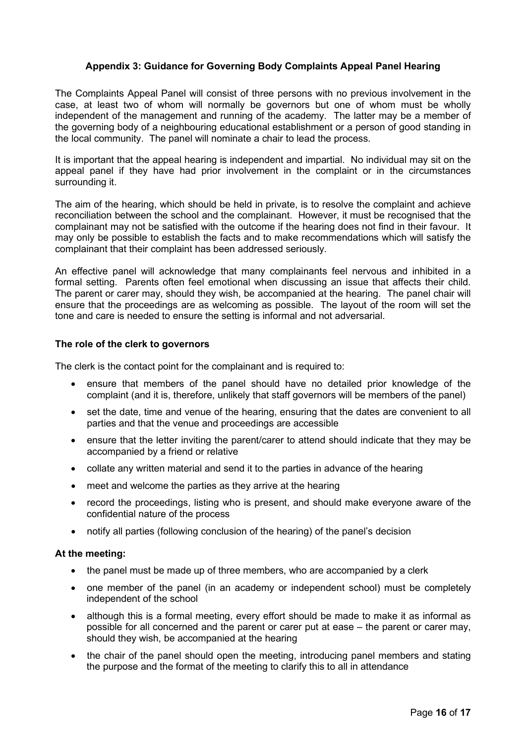### Appendix 3: Guidance for Governing Body Complaints Appeal Panel Hearing

The Complaints Appeal Panel will consist of three persons with no previous involvement in the case, at least two of whom will normally be governors but one of whom must be wholly independent of the management and running of the academy. The latter may be a member of the governing body of a neighbouring educational establishment or a person of good standing in the local community. The panel will nominate a chair to lead the process.

It is important that the appeal hearing is independent and impartial. No individual may sit on the appeal panel if they have had prior involvement in the complaint or in the circumstances surrounding it.

The aim of the hearing, which should be held in private, is to resolve the complaint and achieve reconciliation between the school and the complainant. However, it must be recognised that the complainant may not be satisfied with the outcome if the hearing does not find in their favour. It may only be possible to establish the facts and to make recommendations which will satisfy the complainant that their complaint has been addressed seriously.

An effective panel will acknowledge that many complainants feel nervous and inhibited in a formal setting. Parents often feel emotional when discussing an issue that affects their child. The parent or carer may, should they wish, be accompanied at the hearing. The panel chair will ensure that the proceedings are as welcoming as possible. The layout of the room will set the tone and care is needed to ensure the setting is informal and not adversarial.

#### The role of the clerk to governors

The clerk is the contact point for the complainant and is required to:

- ensure that members of the panel should have no detailed prior knowledge of the complaint (and it is, therefore, unlikely that staff governors will be members of the panel)
- set the date, time and venue of the hearing, ensuring that the dates are convenient to all parties and that the venue and proceedings are accessible
- ensure that the letter inviting the parent/carer to attend should indicate that they may be accompanied by a friend or relative
- collate any written material and send it to the parties in advance of the hearing
- meet and welcome the parties as they arrive at the hearing
- record the proceedings, listing who is present, and should make everyone aware of the confidential nature of the process
- notify all parties (following conclusion of the hearing) of the panel's decision

#### At the meeting:

- the panel must be made up of three members, who are accompanied by a clerk
- one member of the panel (in an academy or independent school) must be completely independent of the school
- although this is a formal meeting, every effort should be made to make it as informal as possible for all concerned and the parent or carer put at ease – the parent or carer may, should they wish, be accompanied at the hearing
- the chair of the panel should open the meeting, introducing panel members and stating the purpose and the format of the meeting to clarify this to all in attendance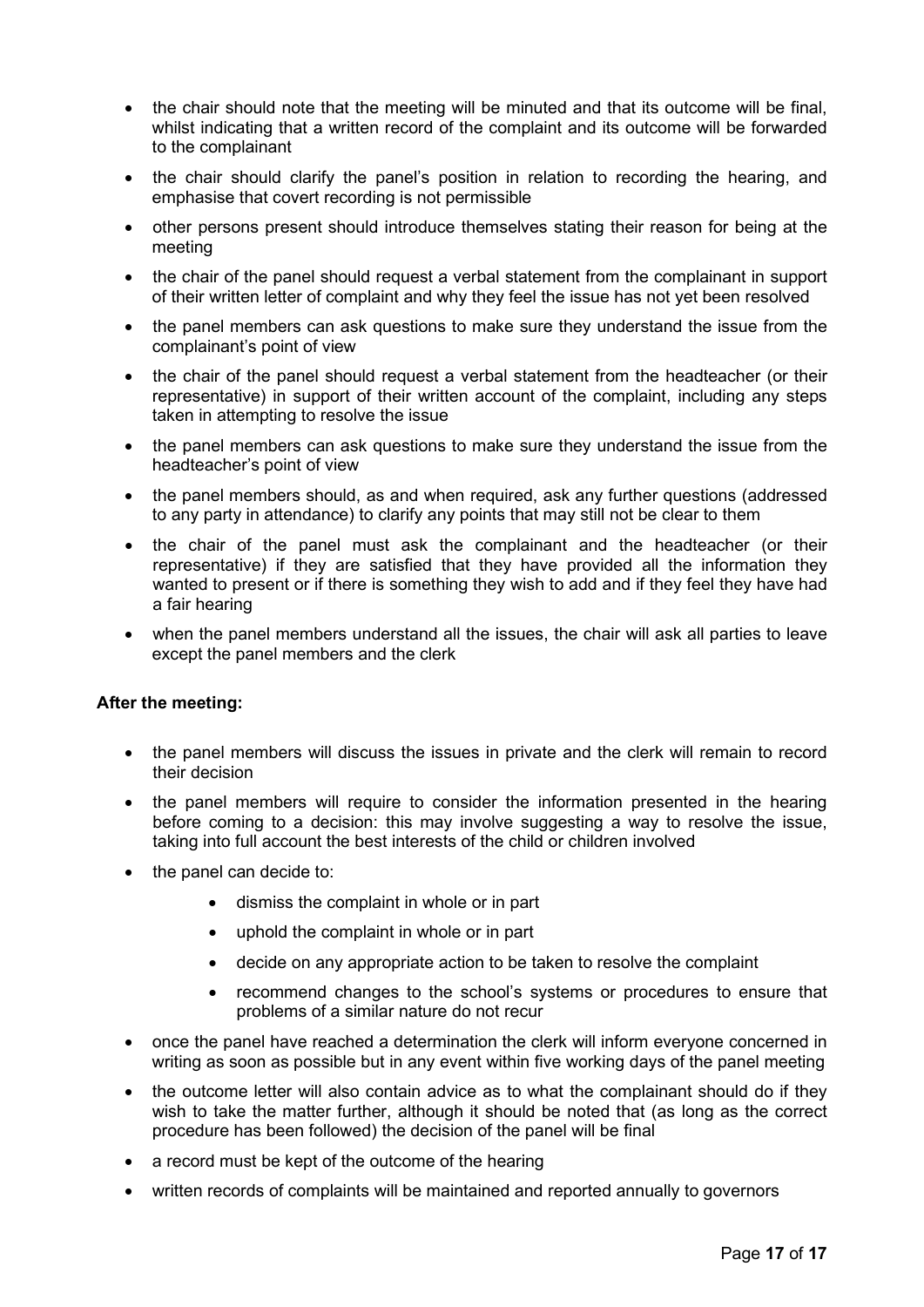- the chair should note that the meeting will be minuted and that its outcome will be final, whilst indicating that a written record of the complaint and its outcome will be forwarded to the complainant
- the chair should clarify the panel's position in relation to recording the hearing, and emphasise that covert recording is not permissible
- other persons present should introduce themselves stating their reason for being at the meeting
- the chair of the panel should request a verbal statement from the complainant in support of their written letter of complaint and why they feel the issue has not yet been resolved
- the panel members can ask questions to make sure they understand the issue from the complainant's point of view
- the chair of the panel should request a verbal statement from the headteacher (or their representative) in support of their written account of the complaint, including any steps taken in attempting to resolve the issue
- the panel members can ask questions to make sure they understand the issue from the headteacher's point of view
- the panel members should, as and when required, ask any further questions (addressed to any party in attendance) to clarify any points that may still not be clear to them
- the chair of the panel must ask the complainant and the headteacher (or their representative) if they are satisfied that they have provided all the information they wanted to present or if there is something they wish to add and if they feel they have had a fair hearing
- when the panel members understand all the issues, the chair will ask all parties to leave except the panel members and the clerk

**After the meeting:**

- the panel members will discuss the issues in private and the clerk will remain to record their decision
- the panel members will require to consider the information presented in the hearing before coming to a decision: this may involve suggesting a way to resolve the issue, taking into full account the best interests of the child or children involved
- the panel can decide to:
    - dismiss the complaint in whole or in part
    - uphold the complaint in whole or in part
    - decide on any appropriate action to be taken to resolve the complaint
    - recommend changes to the school's systems or procedures to ensure that problems of a similar nature do not recur
- once the panel have reached a determination the clerk will inform everyone concerned in writing as soon as possible but in any event within five working days of the panel meeting
- the outcome letter will also contain advice as to what the complainant should do if they wish to take the matter further, although it should be noted that (as long as the correct procedure has been followed) the decision of the panel will be final
- a record must be kept of the outcome of the hearing
- written records of complaints will be maintained and reported annually to governors